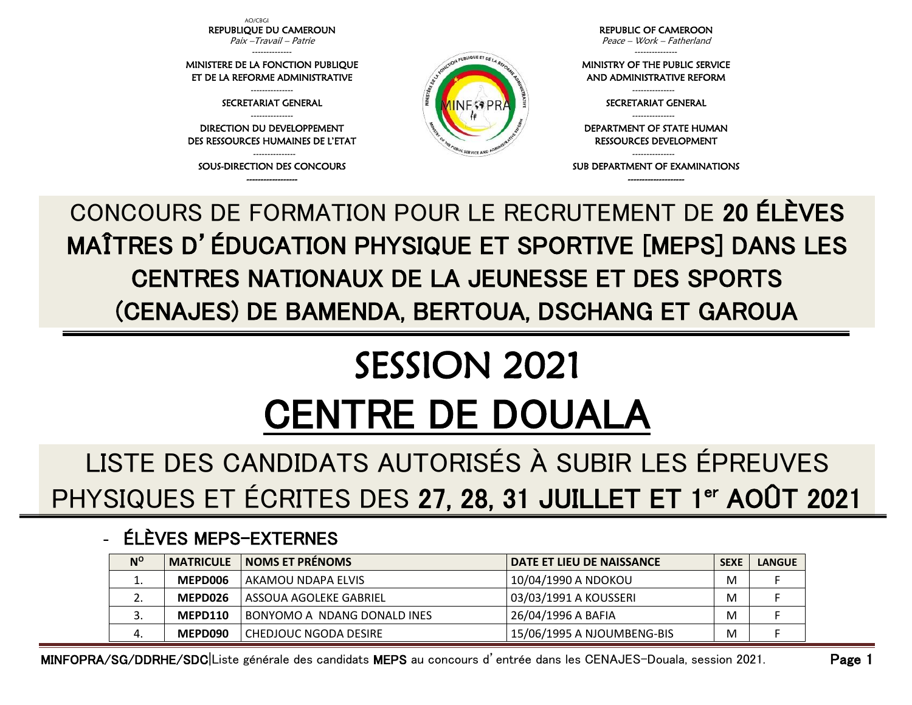AO/CBGI

REPUBLIQUE DU CAMEROUN
*Paix –Travail – Patrie*

MINISTERE DE LA FONCTION PUBLIQUE ET DE LA REFORME ADMINISTRATIVE

SECRETARIAT GENERAL

DIRECTION DU DEVELOPPEMENT DES RESSOURCES HUMAINES DE L'ETAT

SOUS-DIRECTION DES CONCOURS

REPUBLIC OF CAMEROON
*Peace – Work – Fatherland*

MINISTRY OF THE PUBLIC SERVICE AND ADMINISTRATIVE REFORM

SECRETARIAT GENERAL

DEPARTMENT OF STATE HUMAN RESSOURCES DEVELOPMENT

SUB DEPARTMENT OF EXAMINATIONS

# CONCOURS DE FORMATION POUR LE RECRUTEMENT DE **20 ÉLÈVES MAÎTRES D'ÉDUCATION PHYSIQUE ET SPORTIVE [MEPS] DANS LES CENTRES NATIONAUX DE LA JEUNESSE ET DES SPORTS (CENAJES) DE BAMENDA, BERTOUA, DSCHANG ET GAROUA**

# SESSION 2021

# CENTRE DE DOUALA

## LISTE DES CANDIDATS AUTORISÉS À SUBIR LES ÉPREUVES PHYSIQUES ET ÉCRITES DES **27, 28, 31 JUILLET ET 1er AOÛT 2021**

### - ÉLÈVES MEPS-EXTERNES

| N° | MATRICULE | NOMS ET PRÉNOMS | DATE ET LIEU DE NAISSANCE | SEXE | LANGUE |
|---|---|---|---|---|---|
| 1. | **MEPD006** | AKAMOU NDAPA ELVIS | 10/04/1990 A NDOKOU | M | F |
| 2. | **MEPD026** | ASSOUA AGOLEKE GABRIEL | 03/03/1991 A KOUSSERI | M | F |
| 3. | **MEPD110** | BONYOMO A NDANG DONALD INES | 26/04/1996 A BAFIA | M | F |
| 4. | **MEPD090** | CHEDJOUC NGODA DESIRE | 15/06/1995 A NJOUMBENG-BIS | M | F |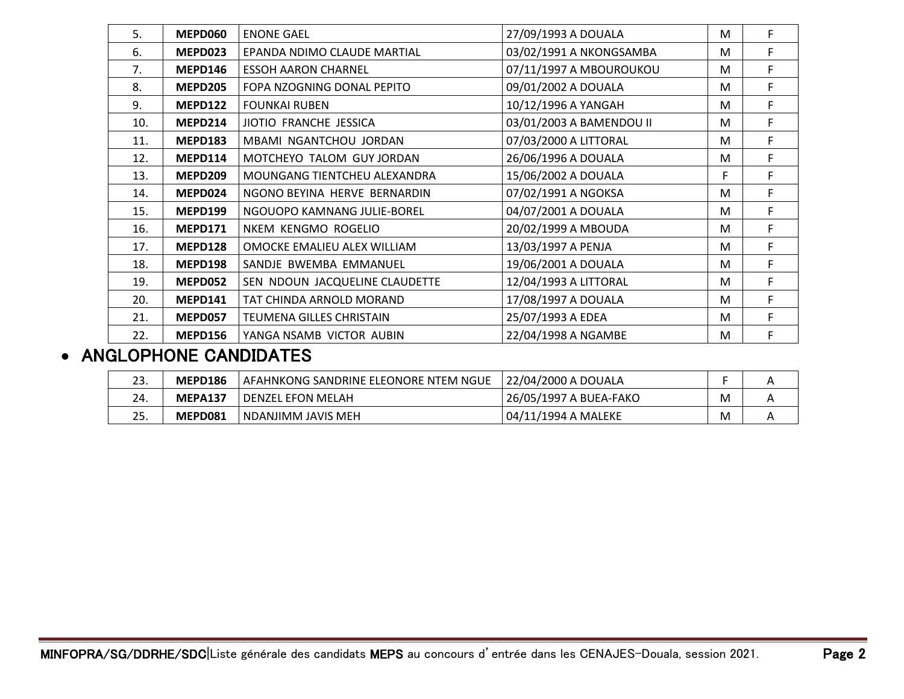| | | | | | |
|---|---|---|---|---|---|
| 5. | **MEPD060** | ENONE GAEL | 27/09/1993 A DOUALA | M | F |
| 6. | **MEPD023** | EPANDA NDIMO CLAUDE MARTIAL | 03/02/1991 A NKONGSAMBA | M | F |
| 7. | **MEPD146** | ESSOH AARON CHARNEL | 07/11/1997 A MBOUROUKOU | M | F |
| 8. | **MEPD205** | FOPA NZOGNING DONAL PEPITO | 09/01/2002 A DOUALA | M | F |
| 9. | **MEPD122** | FOUNKAI RUBEN | 10/12/1996 A YANGAH | M | F |
| 10. | **MEPD214** | JIOTIO FRANCHE JESSICA | 03/01/2003 A BAMENDOU II | M | F |
| 11. | **MEPD183** | MBAMI NGANTCHOU JORDAN | 07/03/2000 A LITTORAL | M | F |
| 12. | **MEPD114** | MOTCHEYO TALOM GUY JORDAN | 26/06/1996 A DOUALA | M | F |
| 13. | **MEPD209** | MOUNGANG TIENTCHEU ALEXANDRA | 15/06/2002 A DOUALA | F | F |
| 14. | **MEPD024** | NGONO BEYINA HERVE BERNARDIN | 07/02/1991 A NGOKSA | M | F |
| 15. | **MEPD199** | NGOUOPO KAMNANG JULIE-BOREL | 04/07/2001 A DOUALA | M | F |
| 16. | **MEPD171** | NKEM KENGMO ROGELIO | 20/02/1999 A MBOUDA | M | F |
| 17. | **MEPD128** | OMOCKE EMALIEU ALEX WILLIAM | 13/03/1997 A PENJA | M | F |
| 18. | **MEPD198** | SANDJE BWEMBA EMMANUEL | 19/06/2001 A DOUALA | M | F |
| 19. | **MEPD052** | SEN NDOUN JACQUELINE CLAUDETTE | 12/04/1993 A LITTORAL | M | F |
| 20. | **MEPD141** | TAT CHINDA ARNOLD MORAND | 17/08/1997 A DOUALA | M | F |
| 21. | **MEPD057** | TEUMENA GILLES CHRISTAIN | 25/07/1993 A EDEA | M | F |
| 22. | **MEPD156** | YANGA NSAMB VICTOR AUBIN | 22/04/1998 A NGAMBE | M | F |

- ANGLOPHONE CANDIDATES

| | | | | | |
|---|---|---|---|---|---|
| 23. | **MEPD186** | AFAHNKONG SANDRINE ELEONORE NTEM NGUE | 22/04/2000 A DOUALA | F | A |
| 24. | **MEPA137** | DENZEL EFON MELAH | 26/05/1997 A BUEA-FAKO | M | A |
| 25. | **MEPD081** | NDANJIMM JAVIS MEH | 04/11/1994 A MALEKE | M | A |